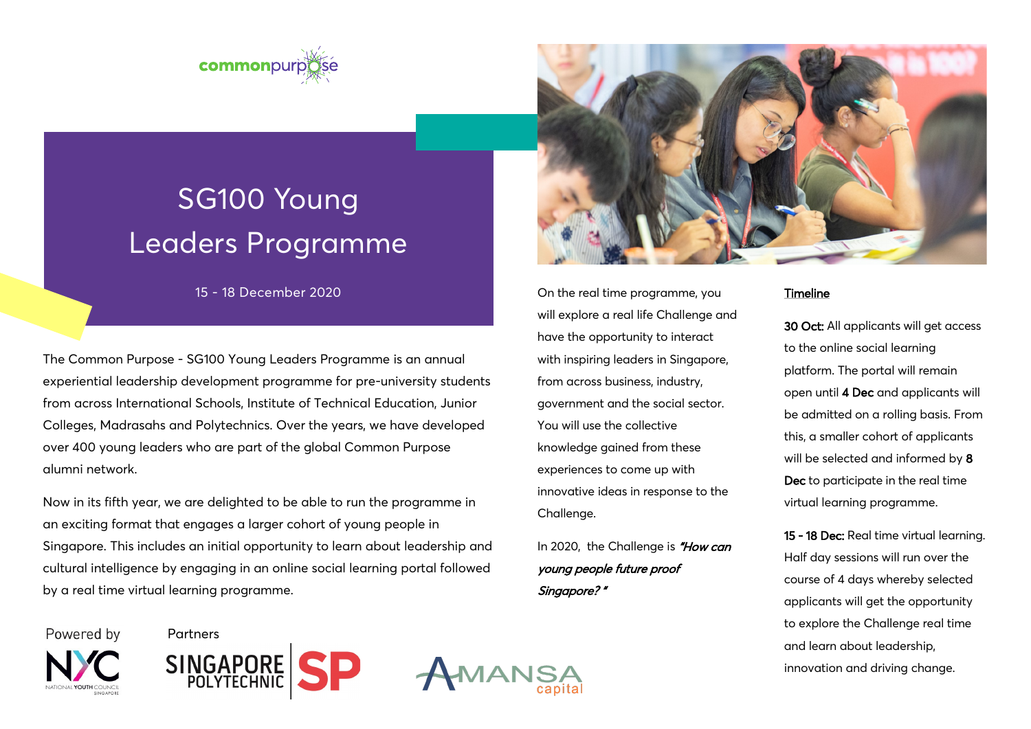# SG100 Young Leaders Programme

15 - 18 December 2020

The Common Purpose - SG100 Young Leaders Programme is an annual experiential leadership development programme for pre-university students from across International Schools, Institute of Technical Education, Junior Colleges, Madrasahs and Polytechnics. Over the years, we have developed over 400 young leaders who are part of the global Common Purpose alumni network.

Now in its fifth year, we are delighted to be able to run the programme in an exciting format that engages a larger cohort of young people in Singapore. This includes an initial opportunity to learn about leadership and cultural intelligence by engaging in an online social learning portal followed by a real time virtual learning programme.

On the real time programme, you will explore a real life Challenge and have the opportunity to interact with inspiring leaders in Singapore, from across business, industry, government and the social sector. You will use the collective knowledge gained from these experiences to come up with innovative ideas in response to the Challenge.

In 2020, the Challenge is ***"How can young people future proof Singapore?"***

## Timeline

**30 Oct:** All applicants will get access to the online social learning platform. The portal will remain open until **4 Dec** and applicants will be admitted on a rolling basis. From this, a smaller cohort of applicants will be selected and informed by **8 Dec** to participate in the real time virtual learning programme.

**15 - 18 Dec:** Real time virtual learning. Half day sessions will run over the course of 4 days whereby selected applicants will get the opportunity to explore the Challenge real time and learn about leadership, innovation and driving change.

Powered by NYC National Youth Council Singapore

Partners: Singapore Polytechnic, Amansa Capital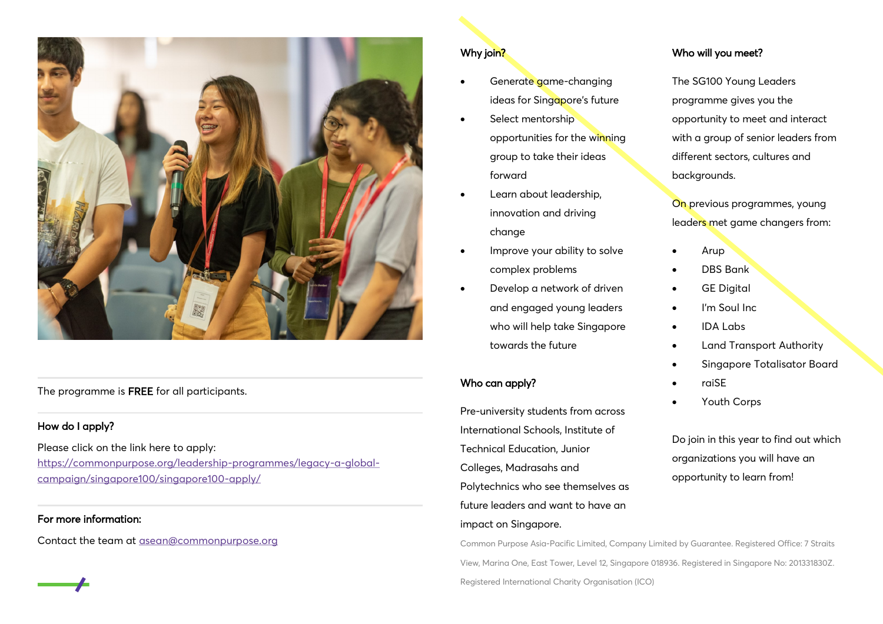The programme is **FREE** for all participants.

## How do I apply?

Please click on the link here to apply:
https://commonpurpose.org/leadership-programmes/legacy-a-global-campaign/singapore100/singapore100-apply/

## For more information:

Contact the team at asean@commonpurpose.org

## Why join?

- Generate game-changing ideas for Singapore's future
- Select mentorship opportunities for the winning group to take their ideas forward
- Learn about leadership, innovation and driving change
- Improve your ability to solve complex problems
- Develop a network of driven and engaged young leaders who will help take Singapore towards the future

## Who can apply?

Pre-university students from across International Schools, Institute of Technical Education, Junior Colleges, Madrasahs and Polytechnics who see themselves as future leaders and want to have an impact on Singapore.

## Who will you meet?

The SG100 Young Leaders programme gives you the opportunity to meet and interact with a group of senior leaders from different sectors, cultures and backgrounds.

On previous programmes, young leaders met game changers from:

- Arup
- DBS Bank
- GE Digital
- I'm Soul Inc
- IDA Labs
- Land Transport Authority
- Singapore Totalisator Board
- raiSE
- Youth Corps

Do join in this year to find out which organizations you will have an opportunity to learn from!

Common Purpose Asia-Pacific Limited, Company Limited by Guarantee. Registered Office: 7 Straits View, Marina One, East Tower, Level 12, Singapore 018936. Registered in Singapore No: 201331830Z. Registered International Charity Organisation (ICO)